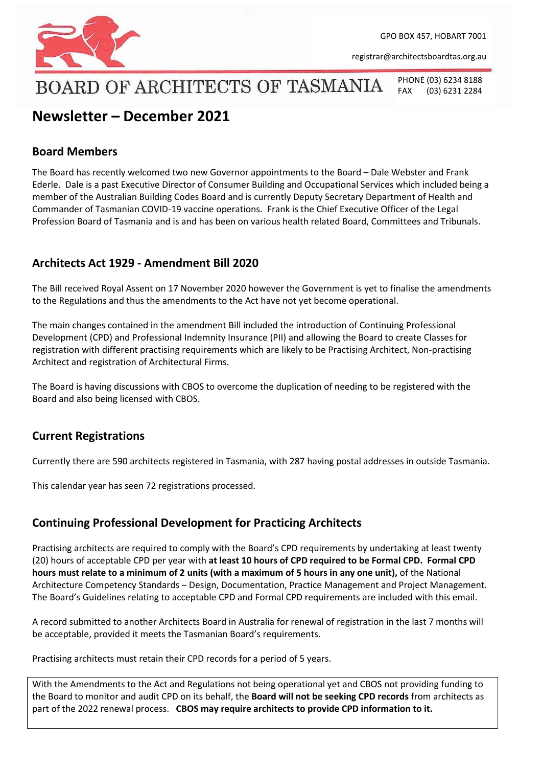GPO BOX 457, HOBART 7001

registrar@architectsboardtas.org.au

BOARD OF ARCHITECTS OF TASMANIA

PHONE (03) 6234 8188
FAX (03) 6231 2284

# Newsletter – December 2021

## Board Members

The Board has recently welcomed two new Governor appointments to the Board – Dale Webster and Frank Ederle. Dale is a past Executive Director of Consumer Building and Occupational Services which included being a member of the Australian Building Codes Board and is currently Deputy Secretary Department of Health and Commander of Tasmanian COVID-19 vaccine operations. Frank is the Chief Executive Officer of the Legal Profession Board of Tasmania and is and has been on various health related Board, Committees and Tribunals.

## Architects Act 1929 - Amendment Bill 2020

The Bill received Royal Assent on 17 November 2020 however the Government is yet to finalise the amendments to the Regulations and thus the amendments to the Act have not yet become operational.

The main changes contained in the amendment Bill included the introduction of Continuing Professional Development (CPD) and Professional Indemnity Insurance (PII) and allowing the Board to create Classes for registration with different practising requirements which are likely to be Practising Architect, Non-practising Architect and registration of Architectural Firms.

The Board is having discussions with CBOS to overcome the duplication of needing to be registered with the Board and also being licensed with CBOS.

## Current Registrations

Currently there are 590 architects registered in Tasmania, with 287 having postal addresses in outside Tasmania.

This calendar year has seen 72 registrations processed.

## Continuing Professional Development for Practicing Architects

Practising architects are required to comply with the Board's CPD requirements by undertaking at least twenty (20) hours of acceptable CPD per year with **at least 10 hours of CPD required to be Formal CPD. Formal CPD hours must relate to a minimum of 2 units (with a maximum of 5 hours in any one unit),** of the National Architecture Competency Standards – Design, Documentation, Practice Management and Project Management. The Board's Guidelines relating to acceptable CPD and Formal CPD requirements are included with this email.

A record submitted to another Architects Board in Australia for renewal of registration in the last 7 months will be acceptable, provided it meets the Tasmanian Board's requirements.

Practising architects must retain their CPD records for a period of 5 years.

With the Amendments to the Act and Regulations not being operational yet and CBOS not providing funding to the Board to monitor and audit CPD on its behalf, the **Board will not be seeking CPD records** from architects as part of the 2022 renewal process. **CBOS may require architects to provide CPD information to it.**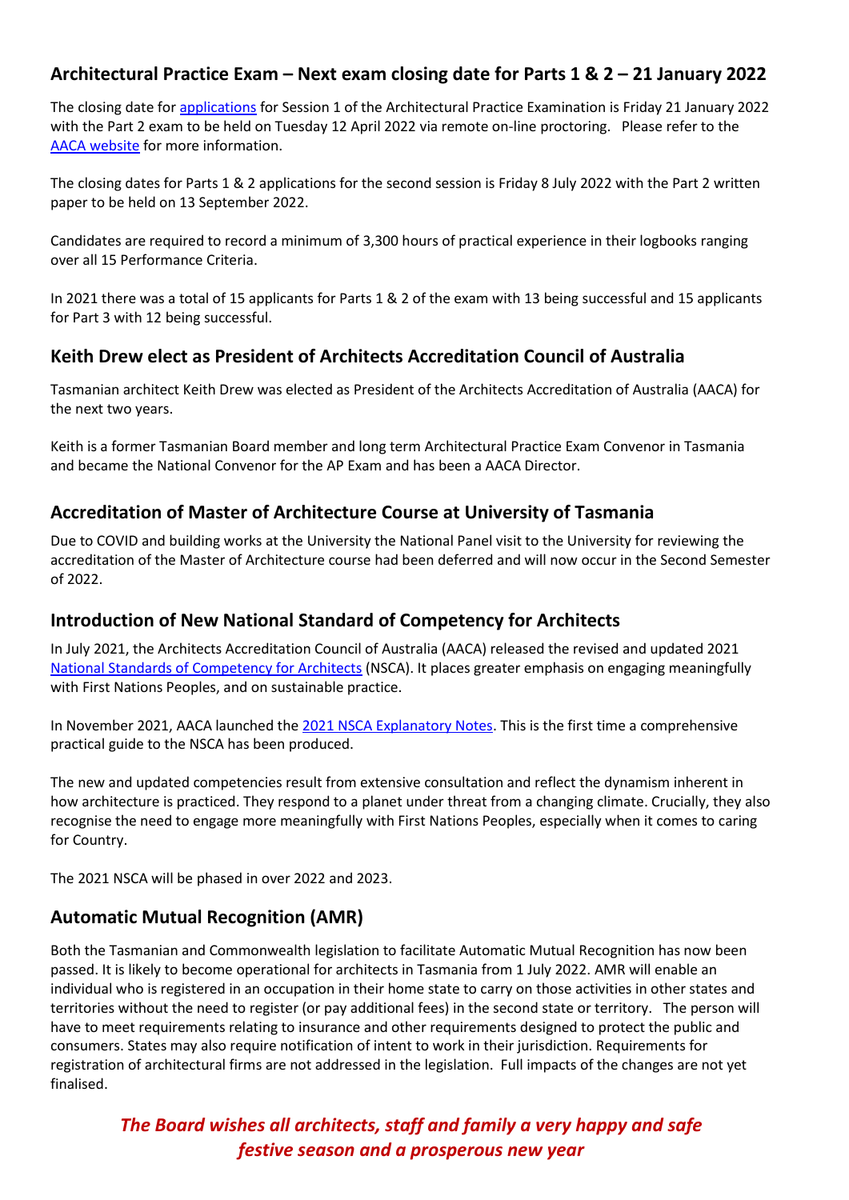## Architectural Practice Exam – Next exam closing date for Parts 1 & 2 – 21 January 2022

The closing date for applications for Session 1 of the Architectural Practice Examination is Friday 21 January 2022 with the Part 2 exam to be held on Tuesday 12 April 2022 via remote on-line proctoring. Please refer to the AACA website for more information.

The closing dates for Parts 1 & 2 applications for the second session is Friday 8 July 2022 with the Part 2 written paper to be held on 13 September 2022.

Candidates are required to record a minimum of 3,300 hours of practical experience in their logbooks ranging over all 15 Performance Criteria.

In 2021 there was a total of 15 applicants for Parts 1 & 2 of the exam with 13 being successful and 15 applicants for Part 3 with 12 being successful.

## Keith Drew elect as President of Architects Accreditation Council of Australia

Tasmanian architect Keith Drew was elected as President of the Architects Accreditation of Australia (AACA) for the next two years.

Keith is a former Tasmanian Board member and long term Architectural Practice Exam Convenor in Tasmania and became the National Convenor for the AP Exam and has been a AACA Director.

## Accreditation of Master of Architecture Course at University of Tasmania

Due to COVID and building works at the University the National Panel visit to the University for reviewing the accreditation of the Master of Architecture course had been deferred and will now occur in the Second Semester of 2022.

## Introduction of New National Standard of Competency for Architects

In July 2021, the Architects Accreditation Council of Australia (AACA) released the revised and updated 2021 National Standards of Competency for Architects (NSCA). It places greater emphasis on engaging meaningfully with First Nations Peoples, and on sustainable practice.

In November 2021, AACA launched the 2021 NSCA Explanatory Notes. This is the first time a comprehensive practical guide to the NSCA has been produced.

The new and updated competencies result from extensive consultation and reflect the dynamism inherent in how architecture is practiced. They respond to a planet under threat from a changing climate. Crucially, they also recognise the need to engage more meaningfully with First Nations Peoples, especially when it comes to caring for Country.

The 2021 NSCA will be phased in over 2022 and 2023.

## Automatic Mutual Recognition (AMR)

Both the Tasmanian and Commonwealth legislation to facilitate Automatic Mutual Recognition has now been passed. It is likely to become operational for architects in Tasmania from 1 July 2022. AMR will enable an individual who is registered in an occupation in their home state to carry on those activities in other states and territories without the need to register (or pay additional fees) in the second state or territory. The person will have to meet requirements relating to insurance and other requirements designed to protect the public and consumers. States may also require notification of intent to work in their jurisdiction. Requirements for registration of architectural firms are not addressed in the legislation. Full impacts of the changes are not yet finalised.

***The Board wishes all architects, staff and family a very happy and safe festive season and a prosperous new year***